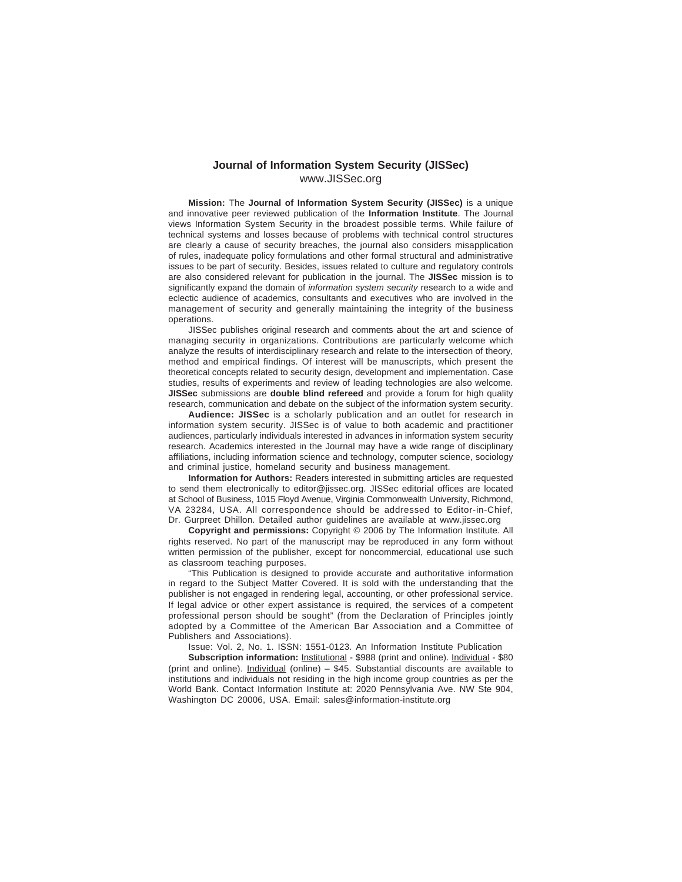# Journal of Information System Security (JISSec)

www.JISSec.org

**Mission:** The **Journal of Information System Security (JISSec)** is a unique and innovative peer reviewed publication of the **Information Institute**. The Journal views Information System Security in the broadest possible terms. While failure of technical systems and losses because of problems with technical control structures are clearly a cause of security breaches, the journal also considers misapplication of rules, inadequate policy formulations and other formal structural and administrative issues to be part of security. Besides, issues related to culture and regulatory controls are also considered relevant for publication in the journal. The **JISSec** mission is to significantly expand the domain of *information system security* research to a wide and eclectic audience of academics, consultants and executives who are involved in the management of security and generally maintaining the integrity of the business operations.

JISSec publishes original research and comments about the art and science of managing security in organizations. Contributions are particularly welcome which analyze the results of interdisciplinary research and relate to the intersection of theory, method and empirical findings. Of interest will be manuscripts, which present the theoretical concepts related to security design, development and implementation. Case studies, results of experiments and review of leading technologies are also welcome. **JISSec** submissions are **double blind refereed** and provide a forum for high quality research, communication and debate on the subject of the information system security.

**Audience: JISSec** is a scholarly publication and an outlet for research in information system security. JISSec is of value to both academic and practitioner audiences, particularly individuals interested in advances in information system security research. Academics interested in the Journal may have a wide range of disciplinary affiliations, including information science and technology, computer science, sociology and criminal justice, homeland security and business management.

**Information for Authors:** Readers interested in submitting articles are requested to send them electronically to editor@jissec.org. JISSec editorial offices are located at School of Business, 1015 Floyd Avenue, Virginia Commonwealth University, Richmond, VA 23284, USA. All correspondence should be addressed to Editor-in-Chief, Dr. Gurpreet Dhillon. Detailed author guidelines are available at www.jissec.org

**Copyright and permissions:** Copyright © 2006 by The Information Institute. All rights reserved. No part of the manuscript may be reproduced in any form without written permission of the publisher, except for noncommercial, educational use such as classroom teaching purposes.

"This Publication is designed to provide accurate and authoritative information in regard to the Subject Matter Covered. It is sold with the understanding that the publisher is not engaged in rendering legal, accounting, or other professional service. If legal advice or other expert assistance is required, the services of a competent professional person should be sought" (from the Declaration of Principles jointly adopted by a Committee of the American Bar Association and a Committee of Publishers and Associations).

Issue: Vol. 2, No. 1. ISSN: 1551-0123. An Information Institute Publication

**Subscription information:** Institutional - $988 (print and online). Individual - $80 (print and online). Individual (online) – $45. Substantial discounts are available to institutions and individuals not residing in the high income group countries as per the World Bank. Contact Information Institute at: 2020 Pennsylvania Ave. NW Ste 904, Washington DC 20006, USA. Email: sales@information-institute.org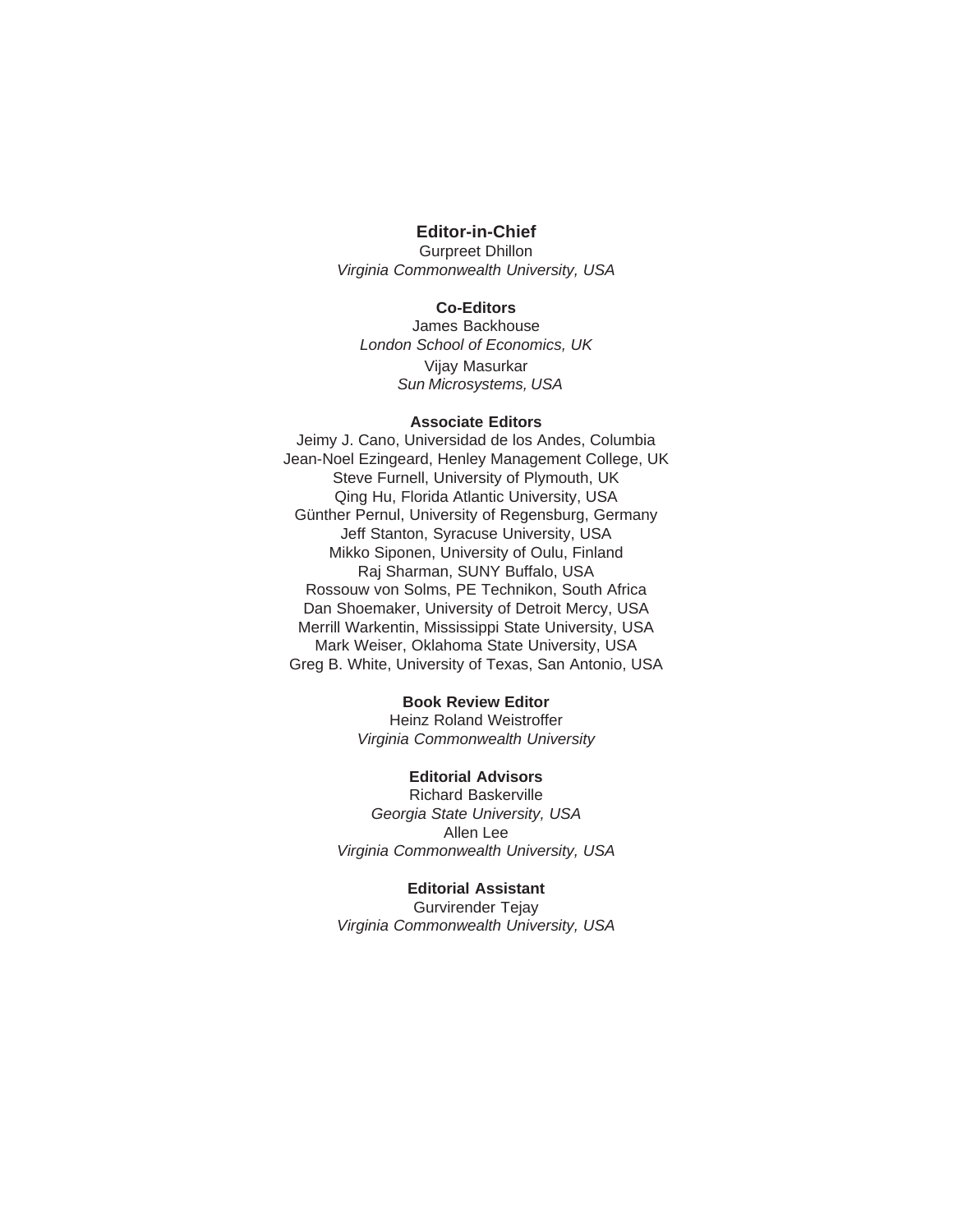**Editor-in-Chief**
Gurpreet Dhillon
*Virginia Commonwealth University, USA*

**Co-Editors**
James Backhouse
*London School of Economics, UK*
Vijay Masurkar
*Sun Microsystems, USA*

**Associate Editors**
Jeimy J. Cano, Universidad de los Andes, Columbia
Jean-Noel Ezingeard, Henley Management College, UK
Steve Furnell, University of Plymouth, UK
Qing Hu, Florida Atlantic University, USA
Günther Pernul, University of Regensburg, Germany
Jeff Stanton, Syracuse University, USA
Mikko Siponen, University of Oulu, Finland
Raj Sharman, SUNY Buffalo, USA
Rossouw von Solms, PE Technikon, South Africa
Dan Shoemaker, University of Detroit Mercy, USA
Merrill Warkentin, Mississippi State University, USA
Mark Weiser, Oklahoma State University, USA
Greg B. White, University of Texas, San Antonio, USA

**Book Review Editor**
Heinz Roland Weistroffer
*Virginia Commonwealth University*

**Editorial Advisors**
Richard Baskerville
*Georgia State University, USA*
Allen Lee
*Virginia Commonwealth University, USA*

**Editorial Assistant**
Gurvirender Tejay
*Virginia Commonwealth University, USA*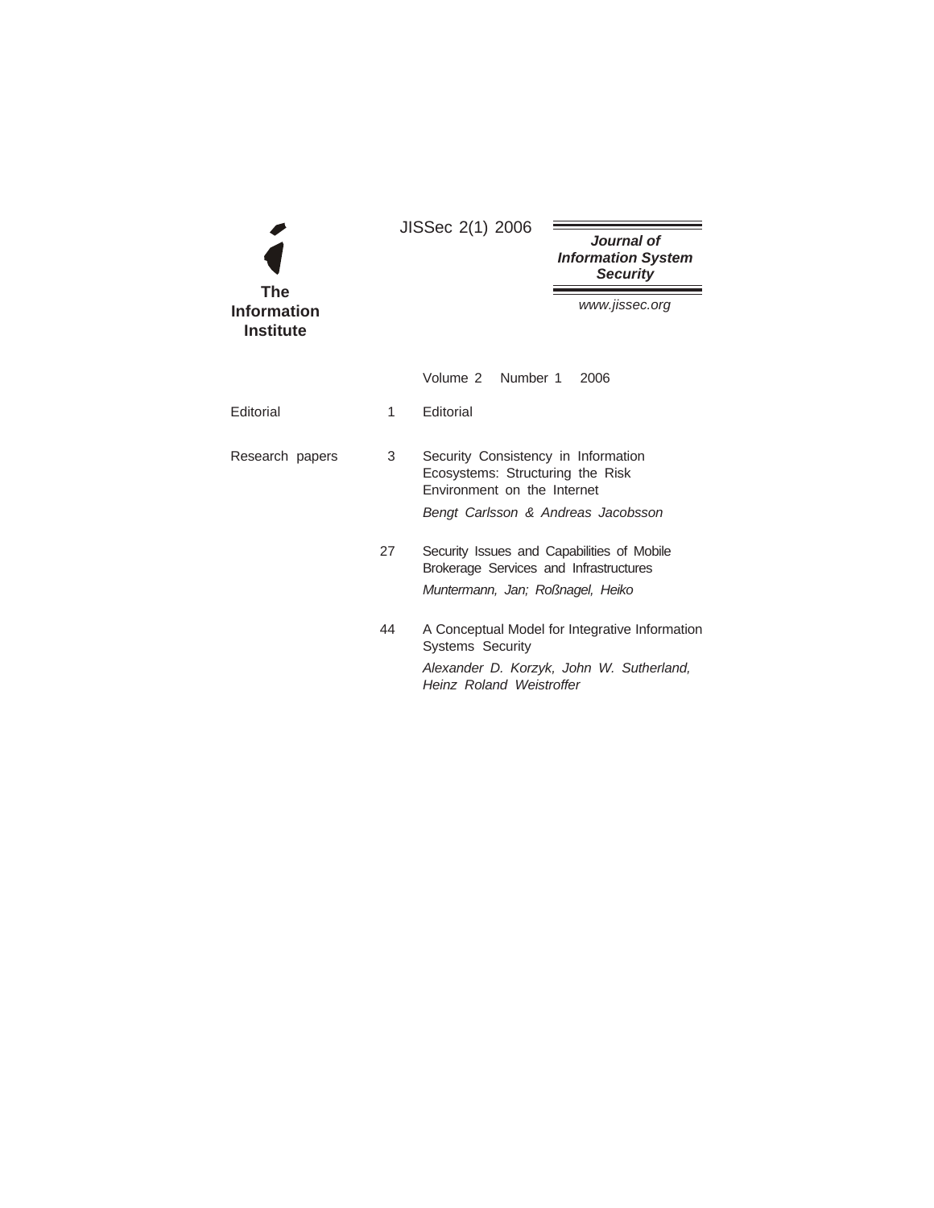**The Information Institute**

JISSec 2(1) 2006

***Journal of Information System Security***

*www.jissec.org*

Volume 2 Number 1 2006

| | | |
|---|---|---|
| Editorial | 1 | Editorial |
| Research papers | 3 | Security Consistency in Information Ecosystems: Structuring the Risk Environment on the Internet<br>*Bengt Carlsson & Andreas Jacobsson* |
| | 27 | Security Issues and Capabilities of Mobile Brokerage Services and Infrastructures<br>*Muntermann, Jan; Roßnagel, Heiko* |
| | 44 | A Conceptual Model for Integrative Information Systems Security<br>*Alexander D. Korzyk, John W. Sutherland, Heinz Roland Weistroffer* |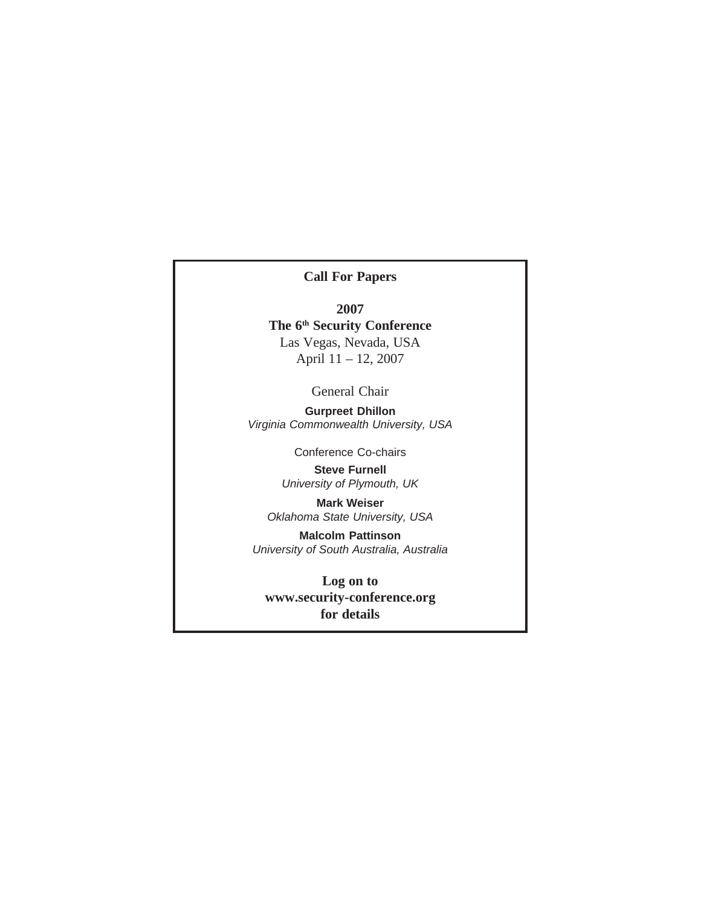**Call For Papers**

**2007**

**The 6th Security Conference**

Las Vegas, Nevada, USA

April 11 – 12, 2007

General Chair

**Gurpreet Dhillon**

*Virginia Commonwealth University, USA*

Conference Co-chairs

**Steve Furnell**

*University of Plymouth, UK*

**Mark Weiser**

*Oklahoma State University, USA*

**Malcolm Pattinson**

*University of South Australia, Australia*

**Log on to**
**www.security-conference.org**
**for details**